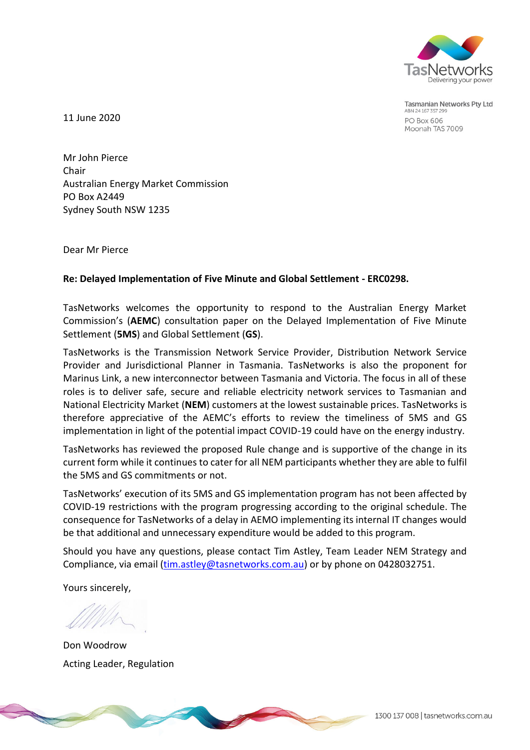TasNetworks
Delivering your power

Tasmanian Networks Pty Ltd
ABN 24 167 357 299
PO Box 606
Moonah TAS 7009

11 June 2020

Mr John Pierce
Chair
Australian Energy Market Commission
PO Box A2449
Sydney South NSW 1235

Dear Mr Pierce

**Re: Delayed Implementation of Five Minute and Global Settlement - ERC0298.**

TasNetworks welcomes the opportunity to respond to the Australian Energy Market Commission's (**AEMC**) consultation paper on the Delayed Implementation of Five Minute Settlement (**5MS**) and Global Settlement (**GS**).

TasNetworks is the Transmission Network Service Provider, Distribution Network Service Provider and Jurisdictional Planner in Tasmania. TasNetworks is also the proponent for Marinus Link, a new interconnector between Tasmania and Victoria. The focus in all of these roles is to deliver safe, secure and reliable electricity network services to Tasmanian and National Electricity Market (**NEM**) customers at the lowest sustainable prices. TasNetworks is therefore appreciative of the AEMC's efforts to review the timeliness of 5MS and GS implementation in light of the potential impact COVID-19 could have on the energy industry.

TasNetworks has reviewed the proposed Rule change and is supportive of the change in its current form while it continues to cater for all NEM participants whether they are able to fulfil the 5MS and GS commitments or not.

TasNetworks' execution of its 5MS and GS implementation program has not been affected by COVID-19 restrictions with the program progressing according to the original schedule. The consequence for TasNetworks of a delay in AEMO implementing its internal IT changes would be that additional and unnecessary expenditure would be added to this program.

Should you have any questions, please contact Tim Astley, Team Leader NEM Strategy and Compliance, via email (tim.astley@tasnetworks.com.au) or by phone on 0428032751.

Yours sincerely,

Don Woodrow
Acting Leader, Regulation

1300 137 008 | tasnetworks.com.au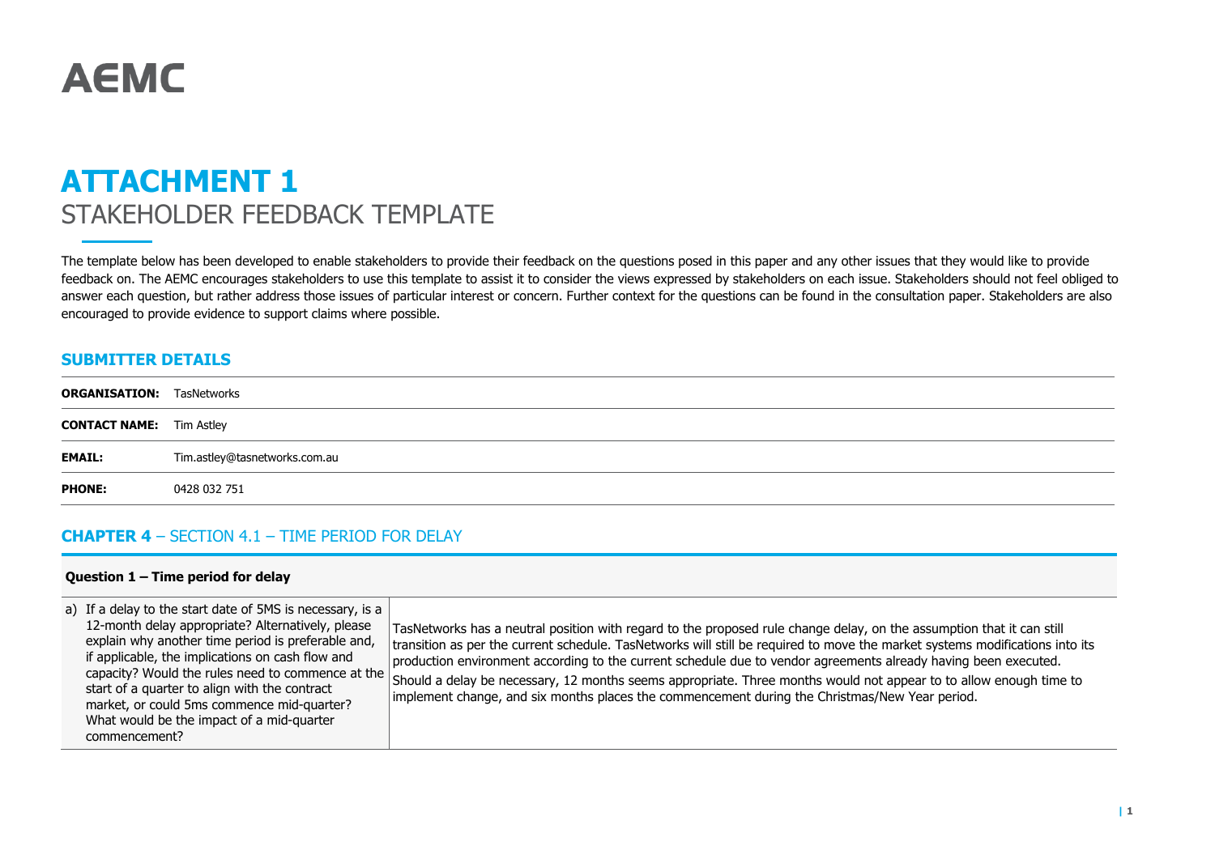# AEMC

# ATTACHMENT 1

## STAKEHOLDER FEEDBACK TEMPLATE

The template below has been developed to enable stakeholders to provide their feedback on the questions posed in this paper and any other issues that they would like to provide feedback on. The AEMC encourages stakeholders to use this template to assist it to consider the views expressed by stakeholders on each issue. Stakeholders should not feel obliged to answer each question, but rather address those issues of particular interest or concern. Further context for the questions can be found in the consultation paper. Stakeholders are also encouraged to provide evidence to support claims where possible.

### SUBMITTER DETAILS

| | |
|---|---|
| **ORGANISATION:** | TasNetworks |
| **CONTACT NAME:** | Tim Astley |
| **EMAIL:** | Tim.astley@tasnetworks.com.au |
| **PHONE:** | 0428 032 751 |

### CHAPTER 4 – SECTION 4.1 – TIME PERIOD FOR DELAY

| **Question 1 – Time period for delay** | |
|---|---|
| a) If a delay to the start date of 5MS is necessary, is a 12-month delay appropriate? Alternatively, please explain why another time period is preferable and, if applicable, the implications on cash flow and capacity? Would the rules need to commence at the start of a quarter to align with the contract market, or could 5ms commence mid-quarter? What would be the impact of a mid-quarter commencement? | TasNetworks has a neutral position with regard to the proposed rule change delay, on the assumption that it can still transition as per the current schedule. TasNetworks will still be required to move the market systems modifications into its production environment according to the current schedule due to vendor agreements already having been executed.<br>Should a delay be necessary, 12 months seems appropriate. Three months would not appear to to allow enough time to implement change, and six months places the commencement during the Christmas/New Year period. |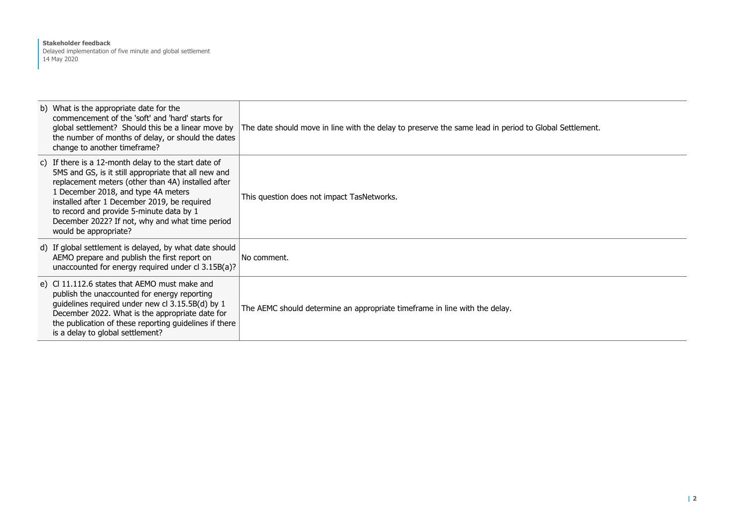| | |
|---|---|
| b) What is the appropriate date for the commencement of the 'soft' and 'hard' starts for global settlement? Should this be a linear move by the number of months of delay, or should the dates change to another timeframe? | The date should move in line with the delay to preserve the same lead in period to Global Settlement. |
| c) If there is a 12-month delay to the start date of 5MS and GS, is it still appropriate that all new and replacement meters (other than 4A) installed after 1 December 2018, and type 4A meters installed after 1 December 2019, be required to record and provide 5-minute data by 1 December 2022? If not, why and what time period would be appropriate? | This question does not impact TasNetworks. |
| d) If global settlement is delayed, by what date should AEMO prepare and publish the first report on unaccounted for energy required under cl 3.15B(a)? | No comment. |
| e) Cl 11.112.6 states that AEMO must make and publish the unaccounted for energy reporting guidelines required under new cl 3.15.5B(d) by 1 December 2022. What is the appropriate date for the publication of these reporting guidelines if there is a delay to global settlement? | The AEMC should determine an appropriate timeframe in line with the delay. |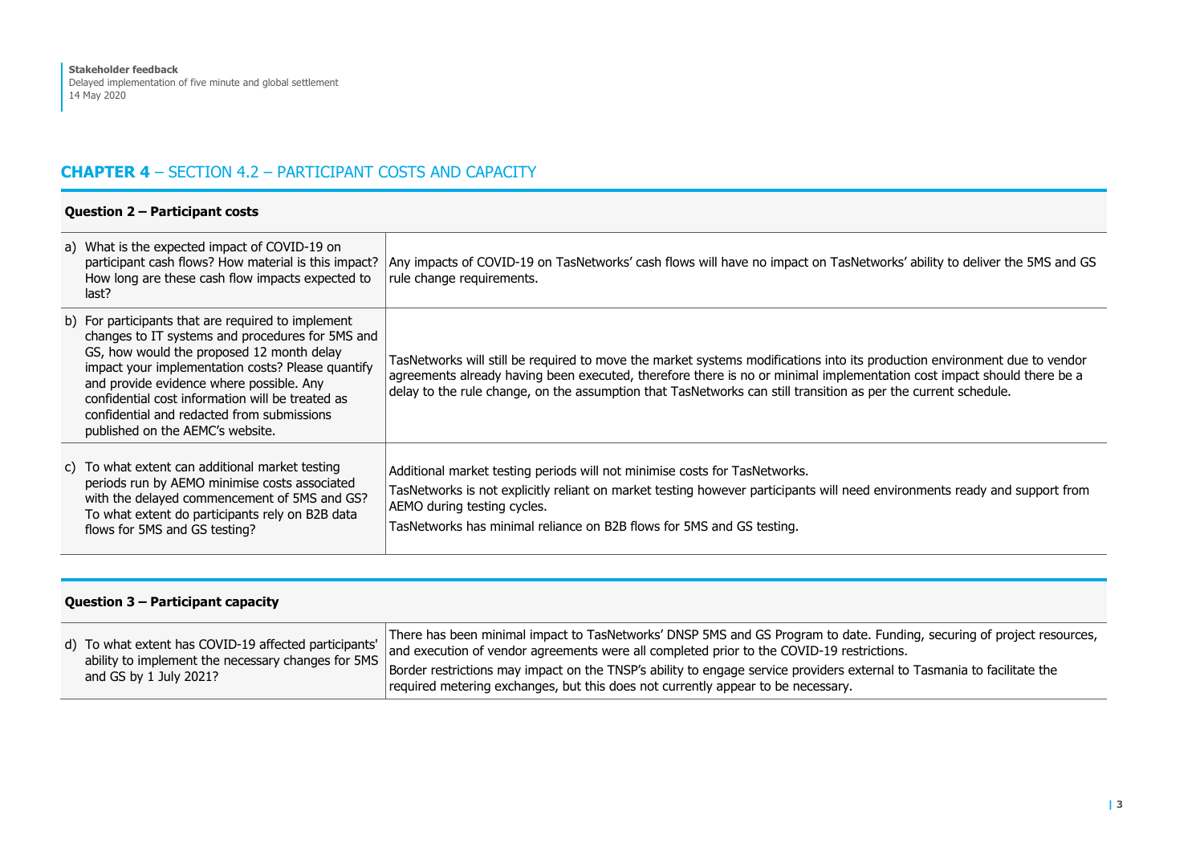## **CHAPTER 4** – SECTION 4.2 – PARTICIPANT COSTS AND CAPACITY

| **Question 2 – Participant costs** | |
| --- | --- |
| a) What is the expected impact of COVID-19 on participant cash flows? How material is this impact? How long are these cash flow impacts expected to last? | Any impacts of COVID-19 on TasNetworks' cash flows will have no impact on TasNetworks' ability to deliver the 5MS and GS rule change requirements. |
| b) For participants that are required to implement changes to IT systems and procedures for 5MS and GS, how would the proposed 12 month delay impact your implementation costs? Please quantify and provide evidence where possible. Any confidential cost information will be treated as confidential and redacted from submissions published on the AEMC's website. | TasNetworks will still be required to move the market systems modifications into its production environment due to vendor agreements already having been executed, therefore there is no or minimal implementation cost impact should there be a delay to the rule change, on the assumption that TasNetworks can still transition as per the current schedule. |
| c) To what extent can additional market testing periods run by AEMO minimise costs associated with the delayed commencement of 5MS and GS? To what extent do participants rely on B2B data flows for 5MS and GS testing? | Additional market testing periods will not minimise costs for TasNetworks. TasNetworks is not explicitly reliant on market testing however participants will need environments ready and support from AEMO during testing cycles. TasNetworks has minimal reliance on B2B flows for 5MS and GS testing. |

| **Question 3 – Participant capacity** | |
| --- | --- |
| d) To what extent has COVID-19 affected participants' ability to implement the necessary changes for 5MS and GS by 1 July 2021? | There has been minimal impact to TasNetworks' DNSP 5MS and GS Program to date. Funding, securing of project resources, and execution of vendor agreements were all completed prior to the COVID-19 restrictions. Border restrictions may impact on the TNSP's ability to engage service providers external to Tasmania to facilitate the required metering exchanges, but this does not currently appear to be necessary. |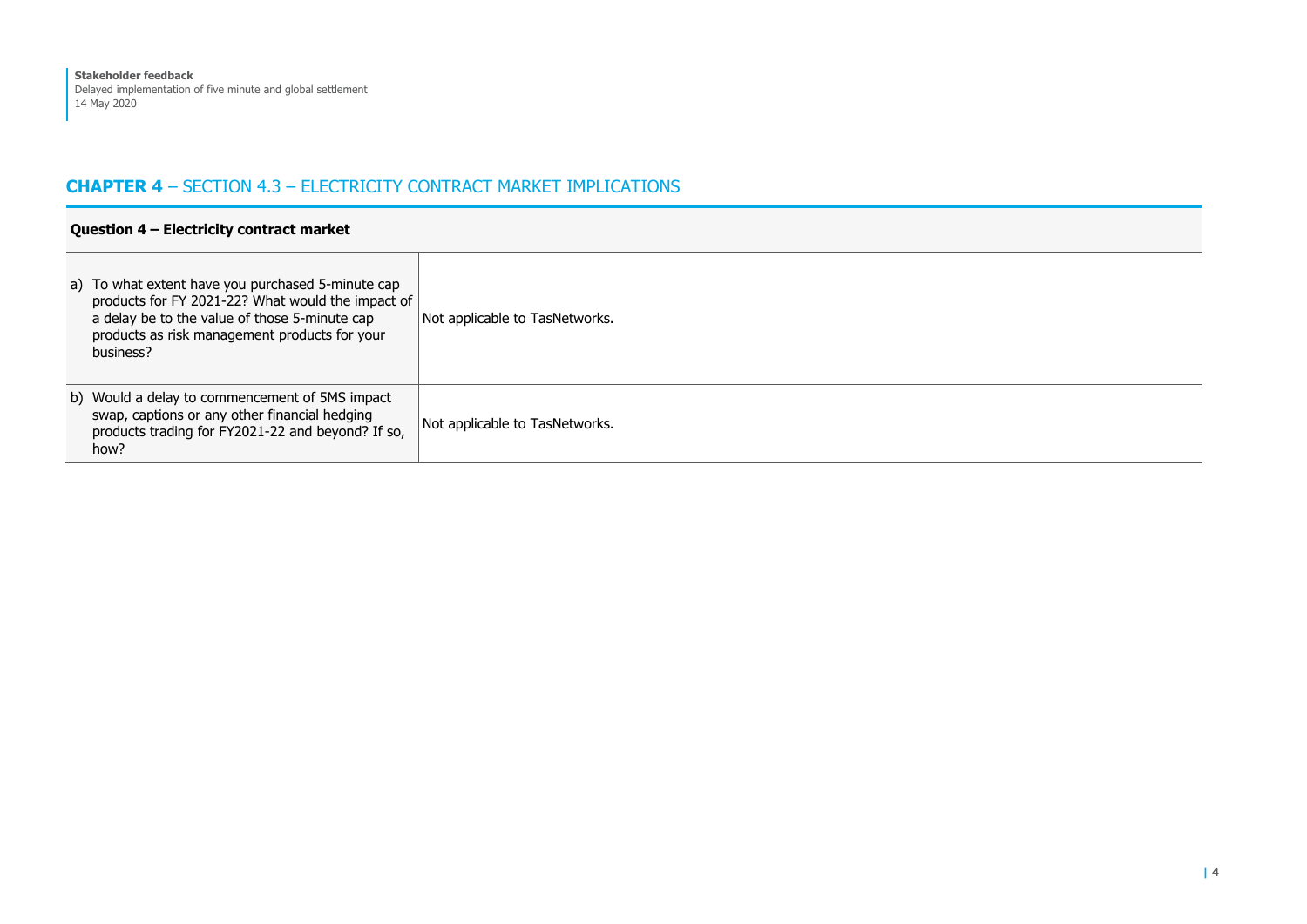## **CHAPTER 4** – SECTION 4.3 – ELECTRICITY CONTRACT MARKET IMPLICATIONS

| **Question 4 – Electricity contract market** | |
|---|---|
| a) To what extent have you purchased 5-minute cap products for FY 2021-22? What would the impact of a delay be to the value of those 5-minute cap products as risk management products for your business? | Not applicable to TasNetworks. |
| b) Would a delay to commencement of 5MS impact swap, captions or any other financial hedging products trading for FY2021-22 and beyond? If so, how? | Not applicable to TasNetworks. |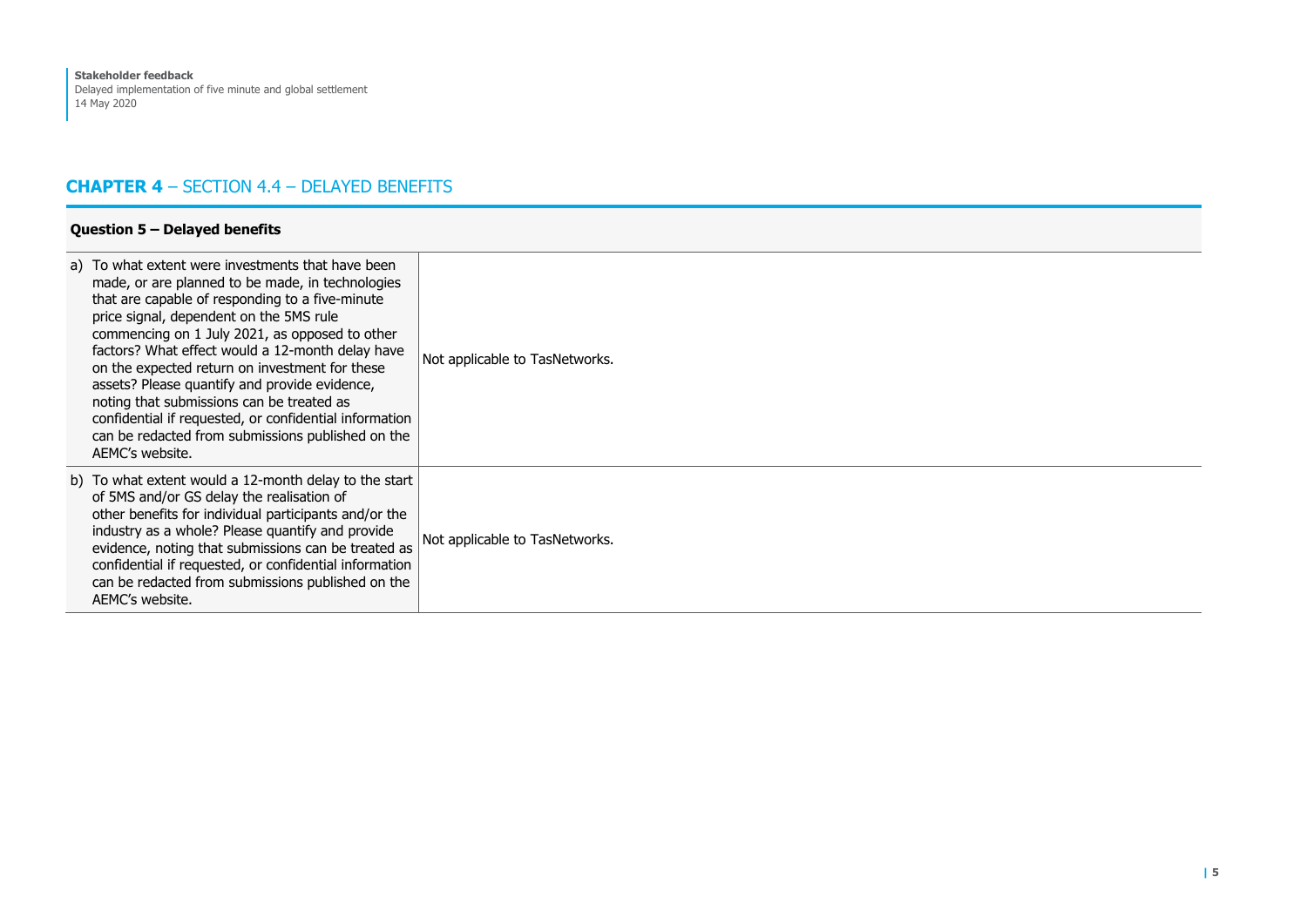## **CHAPTER 4** – SECTION 4.4 – DELAYED BENEFITS

| **Question 5 – Delayed benefits** | |
|---|---|
| a) To what extent were investments that have been made, or are planned to be made, in technologies that are capable of responding to a five-minute price signal, dependent on the 5MS rule commencing on 1 July 2021, as opposed to other factors? What effect would a 12-month delay have on the expected return on investment for these assets? Please quantify and provide evidence, noting that submissions can be treated as confidential if requested, or confidential information can be redacted from submissions published on the AEMC's website. | Not applicable to TasNetworks. |
| b) To what extent would a 12-month delay to the start of 5MS and/or GS delay the realisation of other benefits for individual participants and/or the industry as a whole? Please quantify and provide evidence, noting that submissions can be treated as confidential if requested, or confidential information can be redacted from submissions published on the AEMC's website. | Not applicable to TasNetworks. |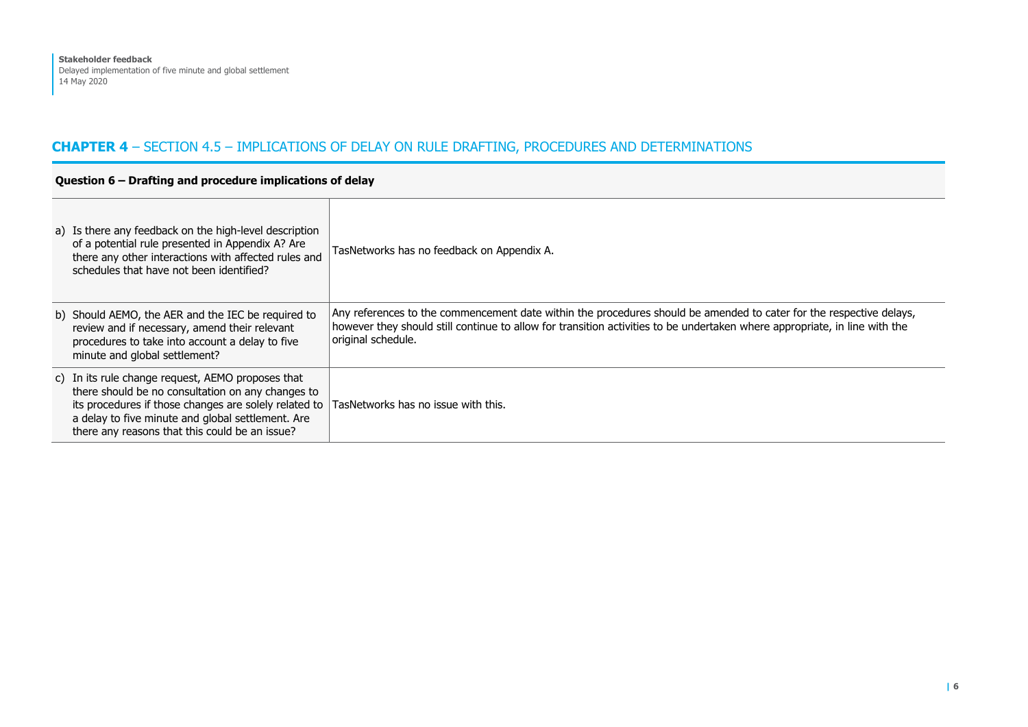## CHAPTER 4 – SECTION 4.5 – IMPLICATIONS OF DELAY ON RULE DRAFTING, PROCEDURES AND DETERMINATIONS

| Question 6 – Drafting and procedure implications of delay | |
|---|---|
| a) Is there any feedback on the high-level description of a potential rule presented in Appendix A? Are there any other interactions with affected rules and schedules that have not been identified? | TasNetworks has no feedback on Appendix A. |
| b) Should AEMO, the AER and the IEC be required to review and if necessary, amend their relevant procedures to take into account a delay to five minute and global settlement? | Any references to the commencement date within the procedures should be amended to cater for the respective delays, however they should still continue to allow for transition activities to be undertaken where appropriate, in line with the original schedule. |
| c) In its rule change request, AEMO proposes that there should be no consultation on any changes to its procedures if those changes are solely related to a delay to five minute and global settlement. Are there any reasons that this could be an issue? | TasNetworks has no issue with this. |